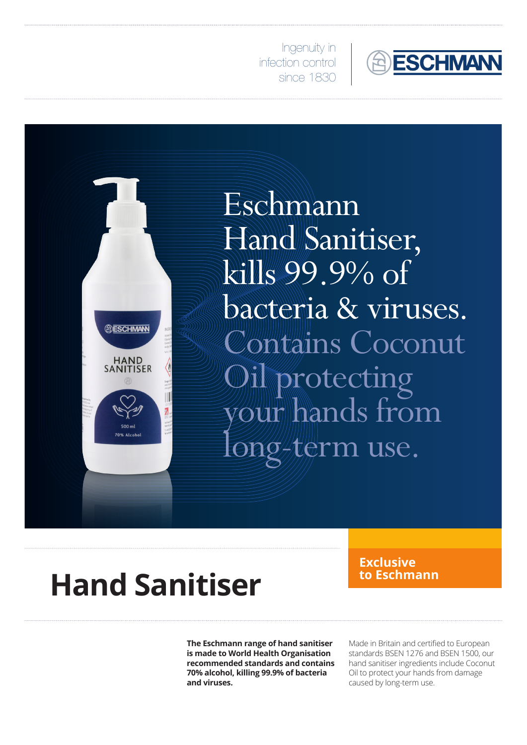Ingenuity in infection control since 1830

ESCHMANN

Eschmann Hand Sanitiser, kills 99.9% of bacteria & viruses. Contains Coconut Oil protecting your hands from long-term use.

# Hand Sanitiser

**Exclusive to Eschmann**

**The Eschmann range of hand sanitiser is made to World Health Organisation recommended standards and contains 70% alcohol, killing 99.9% of bacteria and viruses.**

Made in Britain and certified to European standards BSEN 1276 and BSEN 1500, our hand sanitiser ingredients include Coconut Oil to protect your hands from damage caused by long-term use.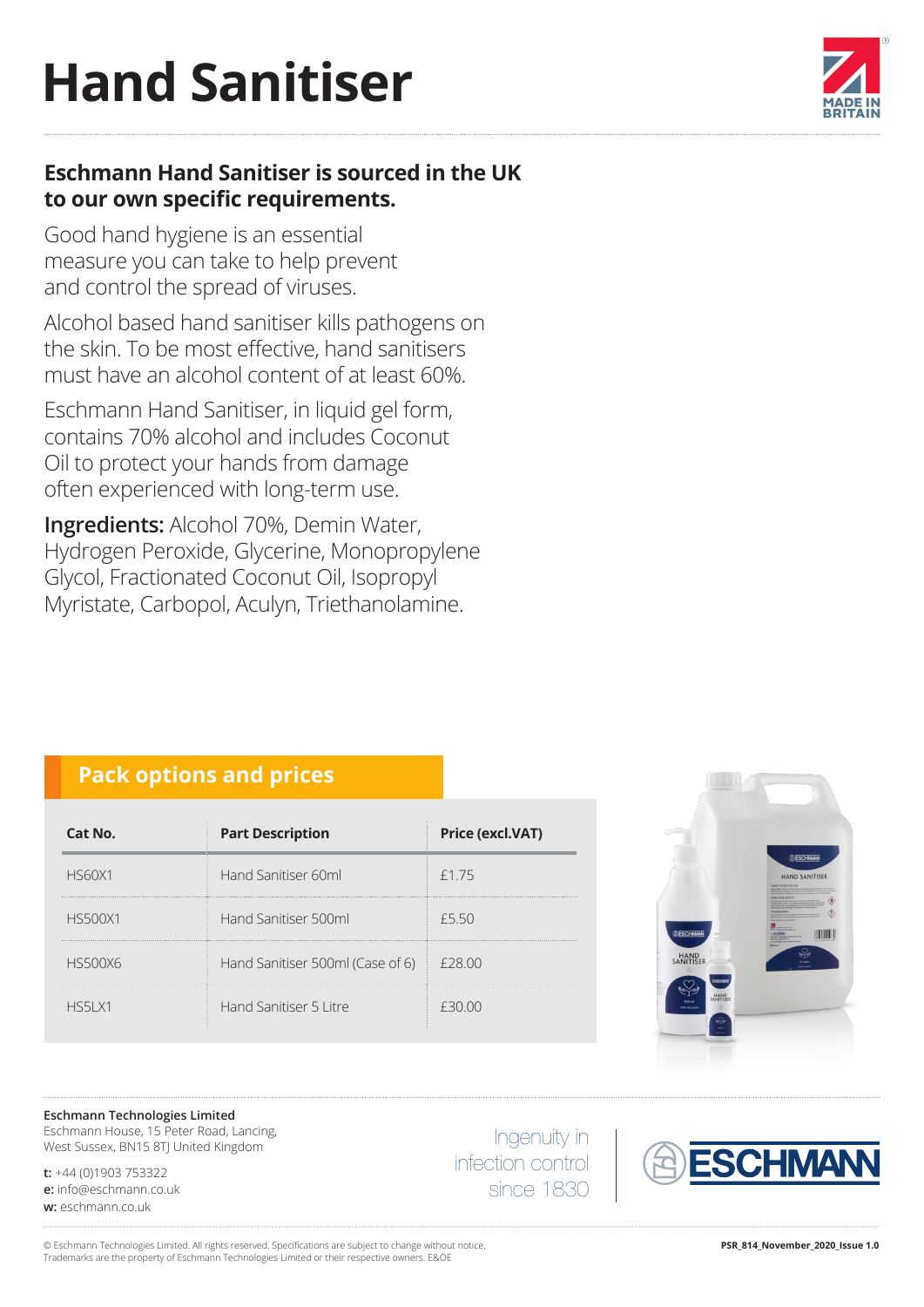# Hand Sanitiser

MADE IN BRITAIN

**Eschmann Hand Sanitiser is sourced in the UK to our own specific requirements.**

Good hand hygiene is an essential measure you can take to help prevent and control the spread of viruses.

Alcohol based hand sanitiser kills pathogens on the skin. To be most effective, hand sanitisers must have an alcohol content of at least 60%.

Eschmann Hand Sanitiser, in liquid gel form, contains 70% alcohol and includes Coconut Oil to protect your hands from damage often experienced with long-term use.

**Ingredients:** Alcohol 70%, Demin Water, Hydrogen Peroxide, Glycerine, Monopropylene Glycol, Fractionated Coconut Oil, Isopropyl Myristate, Carbopol, Aculyn, Triethanolamine.

## Pack options and prices

| Cat No. | Part Description | Price (excl.VAT) |
|---|---|---|
| HS60X1 | Hand Sanitiser 60ml | £1.75 |
| HS500X1 | Hand Sanitiser 500ml | £5.50 |
| HS500X6 | Hand Sanitiser 500ml (Case of 6) | £28.00 |
| HS5LX1 | Hand Sanitiser 5 Litre | £30.00 |

**Eschmann Technologies Limited**
Eschmann House, 15 Peter Road, Lancing, West Sussex, BN15 8TJ United Kingdom

**t:** +44 (0)1903 753322
**e:** info@eschmann.co.uk
**w:** eschmann.co.uk

Ingenuity in infection control since 1830

ESCHMANN

© Eschmann Technologies Limited. All rights reserved. Specifications are subject to change without notice. Trademarks are the property of Eschmann Technologies Limited or their respective owners. E&OE

**PSR_814_November_2020_Issue 1.0**